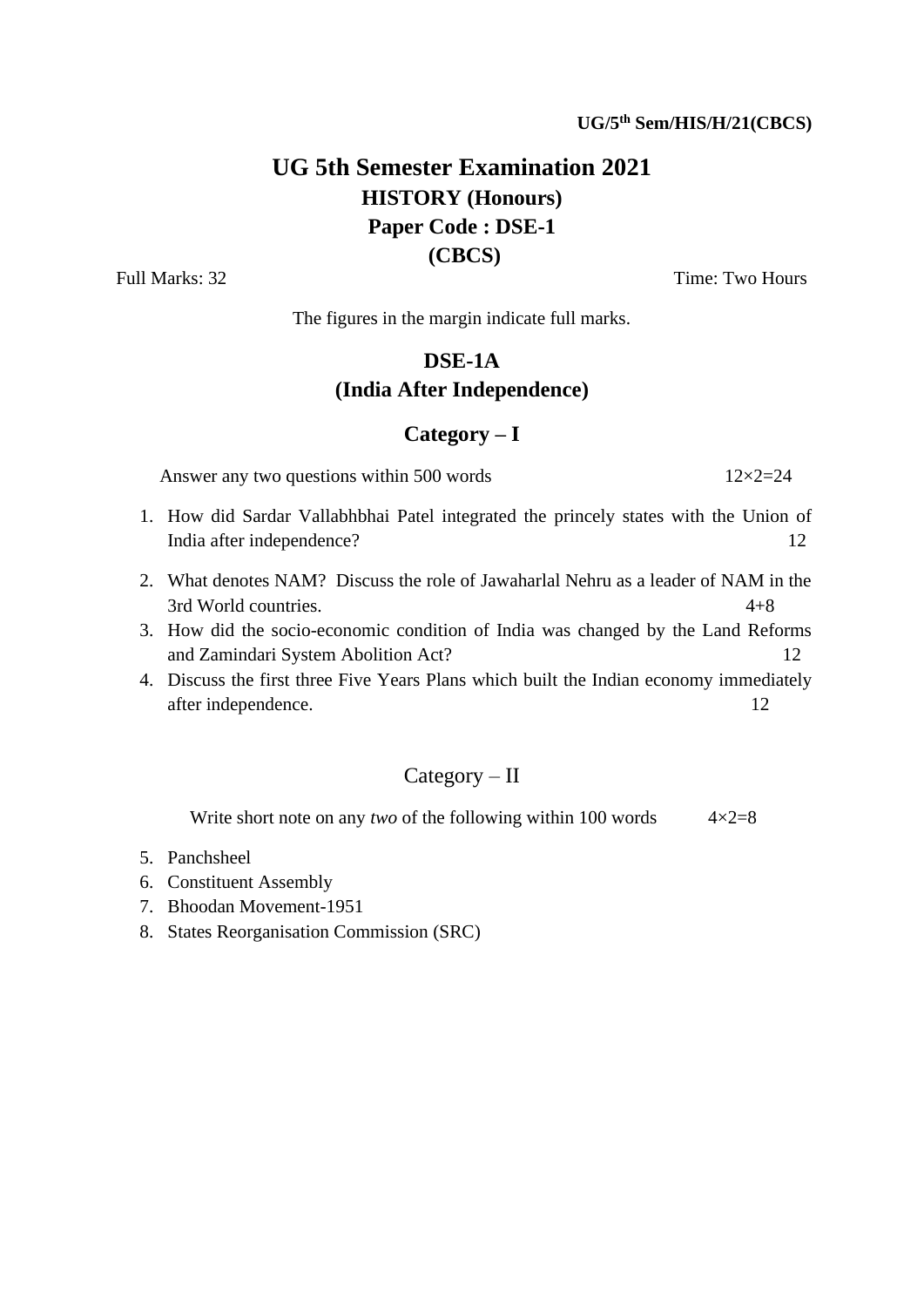**UG/5th Sem/HIS/H/21(CBCS)**

# UG 5th Semester Examination 2021

## HISTORY (Honours)

## Paper Code : DSE-1

## (CBCS)

Full Marks: 32 Time: Two Hours

The figures in the margin indicate full marks.

## DSE-1A
## (India After Independence)

### Category – I

Answer any two questions within 500 words 12×2=24

1. How did Sardar Vallabhbhai Patel integrated the princely states with the Union of India after independence? 12
2. What denotes NAM? Discuss the role of Jawaharlal Nehru as a leader of NAM in the 3rd World countries. 4+8
3. How did the socio-economic condition of India was changed by the Land Reforms and Zamindari System Abolition Act? 12
4. Discuss the first three Five Years Plans which built the Indian economy immediately after independence. 12

### Category – II

Write short note on any *two* of the following within 100 words 4×2=8

5. Panchsheel
6. Constituent Assembly
7. Bhoodan Movement-1951
8. States Reorganisation Commission (SRC)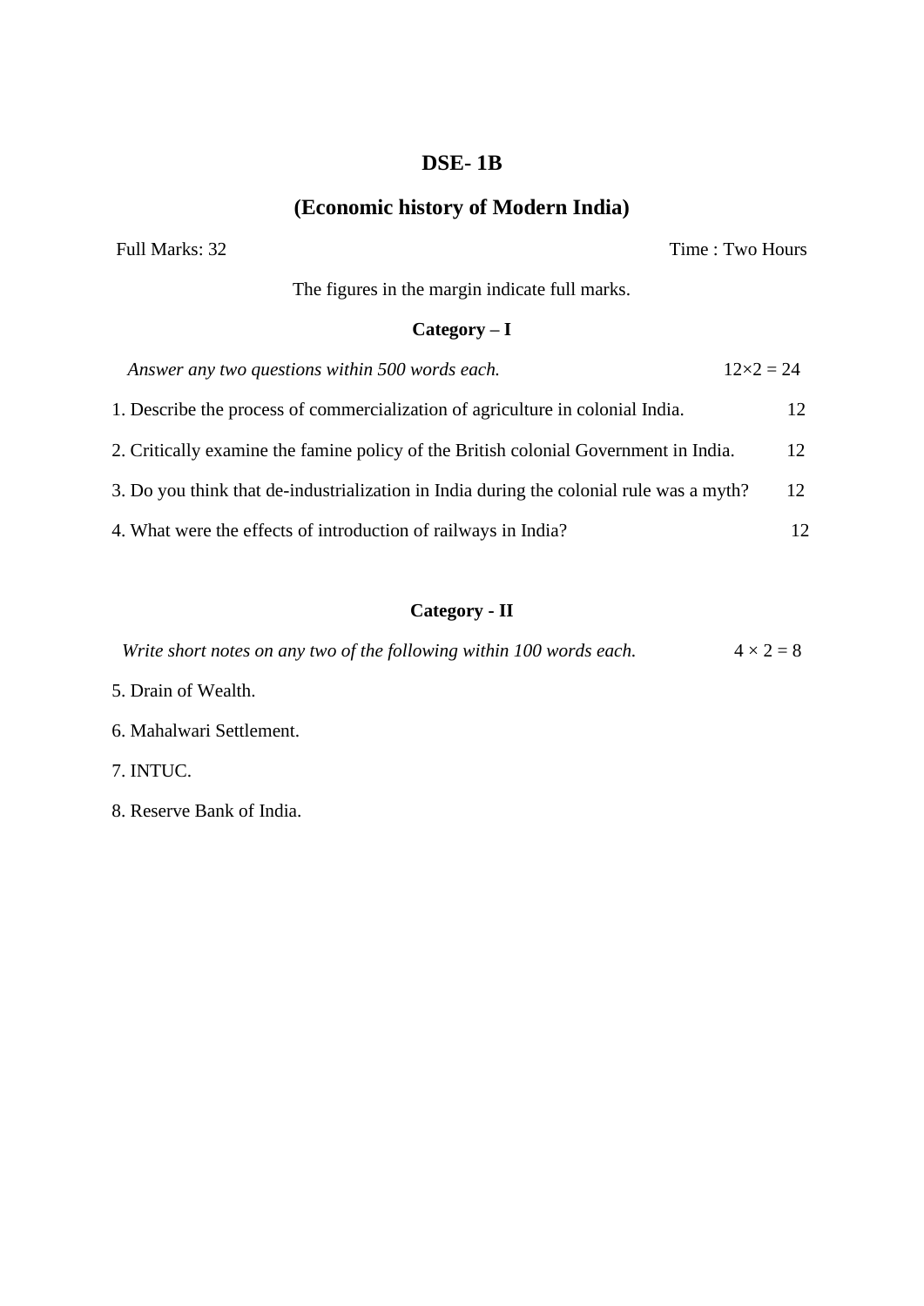# DSE- 1B

## (Economic history of Modern India)

Full Marks: 32 Time : Two Hours

The figures in the margin indicate full marks.

### Category – I

*Answer any two questions within 500 words each.* $12 \times 2 = 24$

1. Describe the process of commercialization of agriculture in colonial India. 12

2. Critically examine the famine policy of the British colonial Government in India. 12

3. Do you think that de-industrialization in India during the colonial rule was a myth? 12

4. What were the effects of introduction of railways in India? 12

### Category - II

*Write short notes on any two of the following within 100 words each.* $4 \times 2 = 8$

5. Drain of Wealth.

6. Mahalwari Settlement.

7. INTUC.

8. Reserve Bank of India.